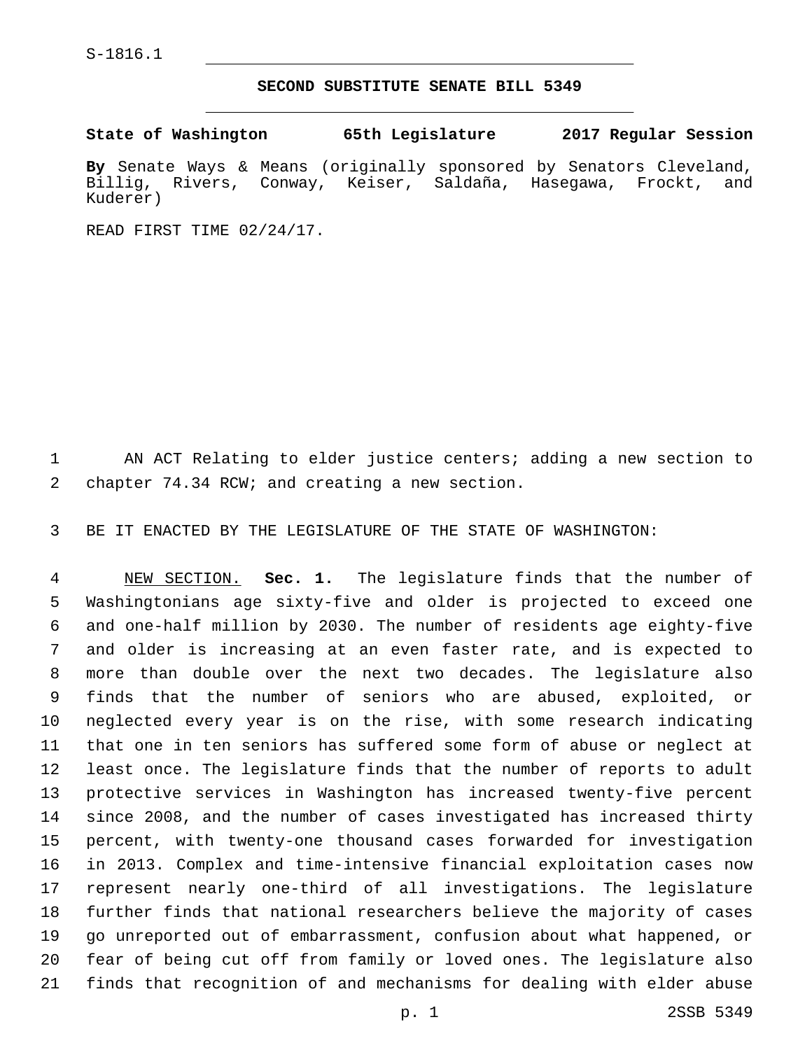S-1816.1

# SECOND SUBSTITUTE SENATE BILL 5349

**State of Washington 65th Legislature 2017 Regular Session**

**By** Senate Ways & Means (originally sponsored by Senators Cleveland, Billig, Rivers, Conway, Keiser, Saldaña, Hasegawa, Frockt, and Kuderer)

READ FIRST TIME 02/24/17.

AN ACT Relating to elder justice centers; adding a new section to chapter 74.34 RCW; and creating a new section.

BE IT ENACTED BY THE LEGISLATURE OF THE STATE OF WASHINGTON:

NEW SECTION. **Sec. 1.** The legislature finds that the number of Washingtonians age sixty-five and older is projected to exceed one and one-half million by 2030. The number of residents age eighty-five and older is increasing at an even faster rate, and is expected to more than double over the next two decades. The legislature also finds that the number of seniors who are abused, exploited, or neglected every year is on the rise, with some research indicating that one in ten seniors has suffered some form of abuse or neglect at least once. The legislature finds that the number of reports to adult protective services in Washington has increased twenty-five percent since 2008, and the number of cases investigated has increased thirty percent, with twenty-one thousand cases forwarded for investigation in 2013. Complex and time-intensive financial exploitation cases now represent nearly one-third of all investigations. The legislature further finds that national researchers believe the majority of cases go unreported out of embarrassment, confusion about what happened, or fear of being cut off from family or loved ones. The legislature also finds that recognition of and mechanisms for dealing with elder abuse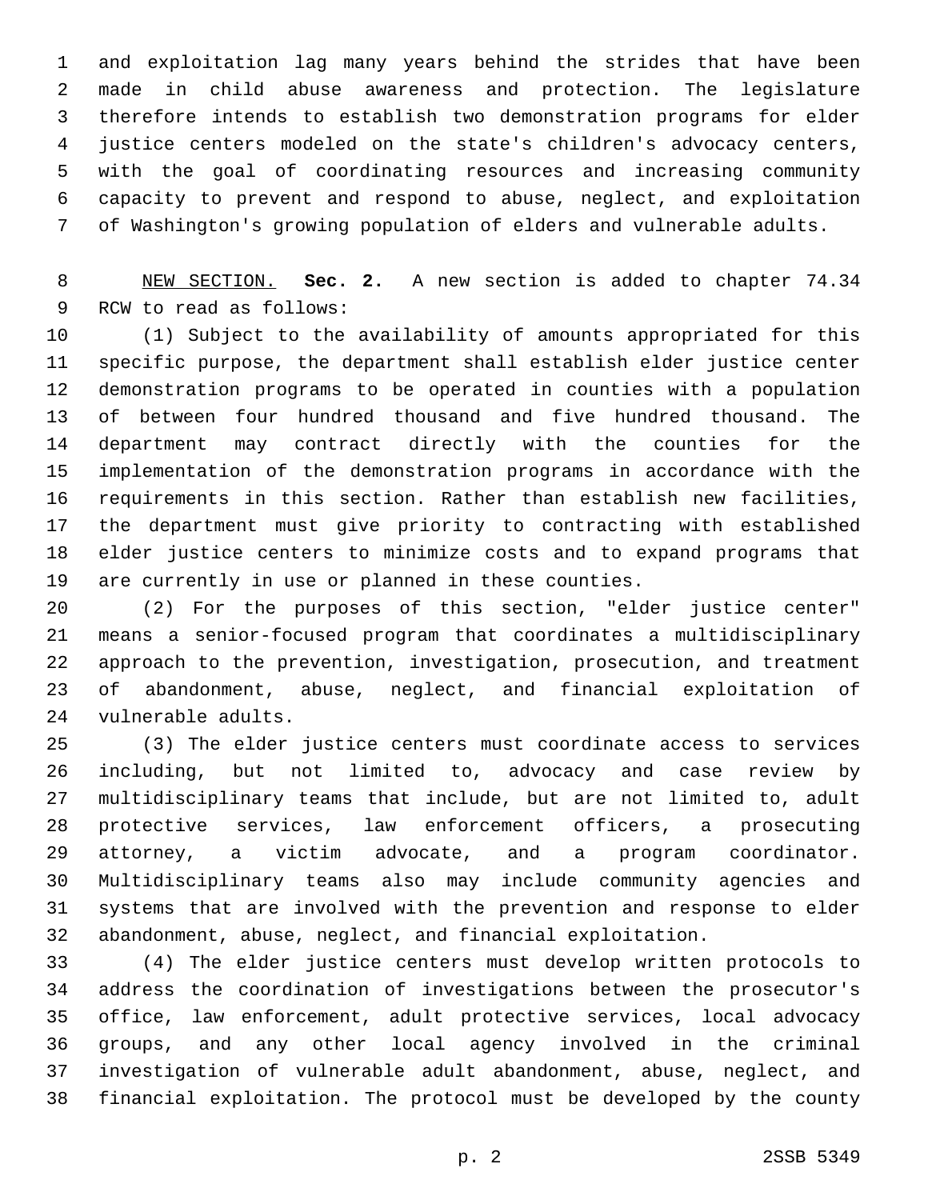and exploitation lag many years behind the strides that have been made in child abuse awareness and protection. The legislature therefore intends to establish two demonstration programs for elder justice centers modeled on the state's children's advocacy centers, with the goal of coordinating resources and increasing community capacity to prevent and respond to abuse, neglect, and exploitation of Washington's growing population of elders and vulnerable adults.

NEW SECTION. **Sec. 2.** A new section is added to chapter 74.34 RCW to read as follows:

(1) Subject to the availability of amounts appropriated for this specific purpose, the department shall establish elder justice center demonstration programs to be operated in counties with a population of between four hundred thousand and five hundred thousand. The department may contract directly with the counties for the implementation of the demonstration programs in accordance with the requirements in this section. Rather than establish new facilities, the department must give priority to contracting with established elder justice centers to minimize costs and to expand programs that are currently in use or planned in these counties.

(2) For the purposes of this section, "elder justice center" means a senior-focused program that coordinates a multidisciplinary approach to the prevention, investigation, prosecution, and treatment of abandonment, abuse, neglect, and financial exploitation of vulnerable adults.

(3) The elder justice centers must coordinate access to services including, but not limited to, advocacy and case review by multidisciplinary teams that include, but are not limited to, adult protective services, law enforcement officers, a prosecuting attorney, a victim advocate, and a program coordinator. Multidisciplinary teams also may include community agencies and systems that are involved with the prevention and response to elder abandonment, abuse, neglect, and financial exploitation.

(4) The elder justice centers must develop written protocols to address the coordination of investigations between the prosecutor's office, law enforcement, adult protective services, local advocacy groups, and any other local agency involved in the criminal investigation of vulnerable adult abandonment, abuse, neglect, and financial exploitation. The protocol must be developed by the county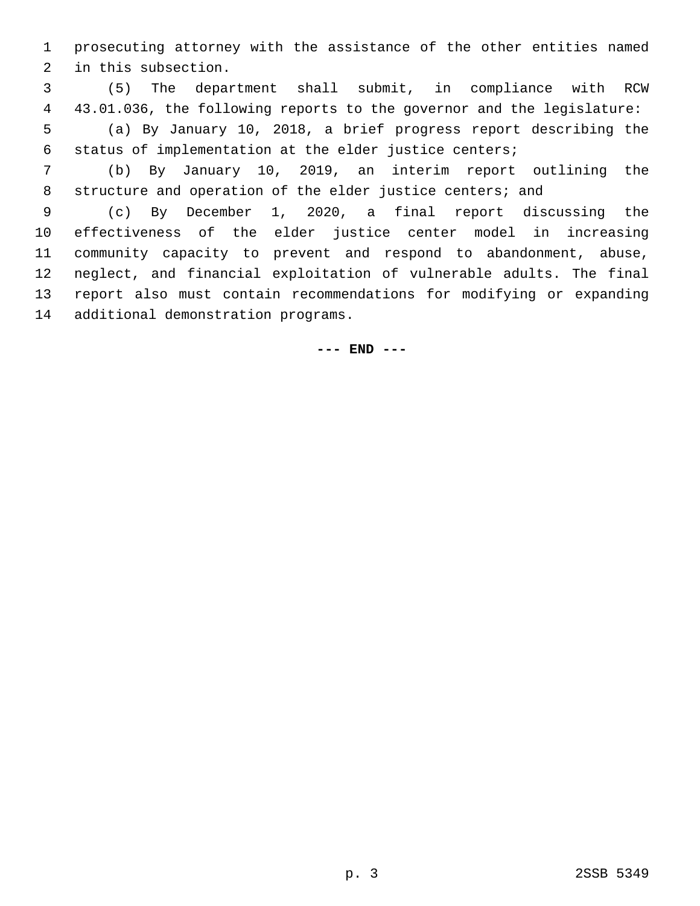prosecuting attorney with the assistance of the other entities named in this subsection.

(5) The department shall submit, in compliance with RCW 43.01.036, the following reports to the governor and the legislature:

(a) By January 10, 2018, a brief progress report describing the status of implementation at the elder justice centers;

(b) By January 10, 2019, an interim report outlining the structure and operation of the elder justice centers; and

(c) By December 1, 2020, a final report discussing the effectiveness of the elder justice center model in increasing community capacity to prevent and respond to abandonment, abuse, neglect, and financial exploitation of vulnerable adults. The final report also must contain recommendations for modifying or expanding additional demonstration programs.

**--- END ---**